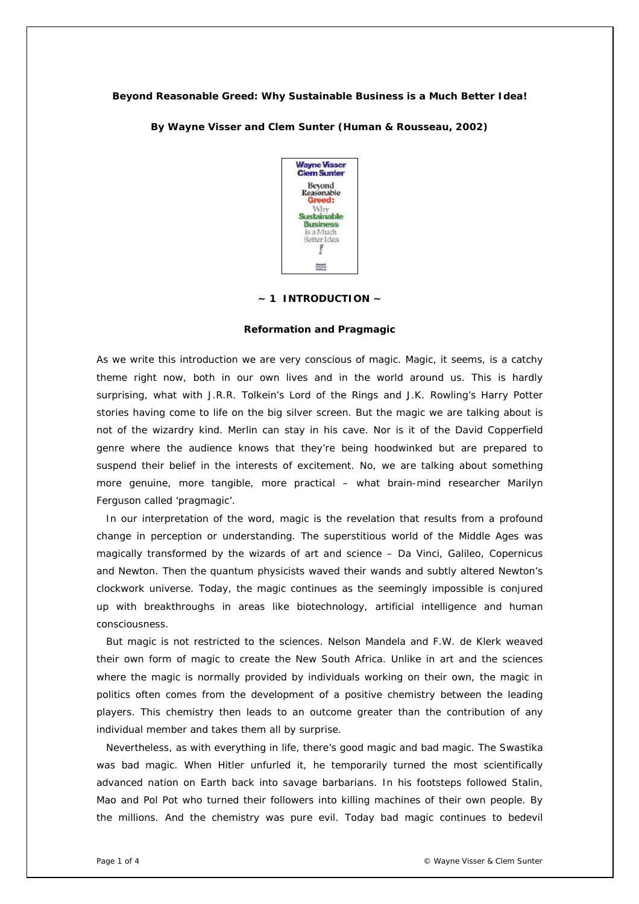**Beyond Reasonable Greed: Why Sustainable Business is a Much Better Idea!**

**By Wayne Visser and Clem Sunter (Human & Rousseau, 2002)**

## ~ 1 INTRODUCTION ~

### Reformation and Pragmagic

As we write this introduction we are very conscious of magic. Magic, it seems, is a catchy theme right now, both in our own lives and in the world around us. This is hardly surprising, what with J.R.R. Tolkein's Lord of the Rings and J.K. Rowling's Harry Potter stories having come to life on the big silver screen. But the magic we are talking about is not of the wizardry kind. Merlin can stay in his cave. Nor is it of the David Copperfield genre where the audience knows that they're being hoodwinked but are prepared to suspend their belief in the interests of excitement. No, we are talking about something more genuine, more tangible, more practical – what brain-mind researcher Marilyn Ferguson called 'pragmagic'.

In our interpretation of the word, magic is the revelation that results from a profound change in perception or understanding. The superstitious world of the Middle Ages was magically transformed by the wizards of art and science – Da Vinci, Galileo, Copernicus and Newton. Then the quantum physicists waved their wands and subtly altered Newton's clockwork universe. Today, the magic continues as the seemingly impossible is conjured up with breakthroughs in areas like biotechnology, artificial intelligence and human consciousness.

But magic is not restricted to the sciences. Nelson Mandela and F.W. de Klerk weaved their own form of magic to create the New South Africa. Unlike in art and the sciences where the magic is normally provided by individuals working on their own, the magic in politics often comes from the development of a positive chemistry between the leading players. This chemistry then leads to an outcome greater than the contribution of any individual member and takes them all by surprise.

Nevertheless, as with everything in life, there's good magic and bad magic. The Swastika was bad magic. When Hitler unfurled it, he temporarily turned the most scientifically advanced nation on Earth back into savage barbarians. In his footsteps followed Stalin, Mao and Pol Pot who turned their followers into killing machines of their own people. By the millions. And the chemistry was pure evil. Today bad magic continues to bedevil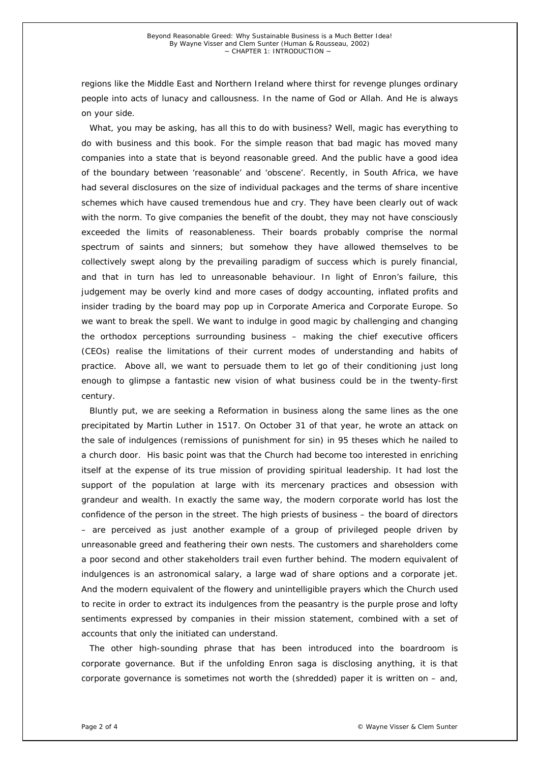regions like the Middle East and Northern Ireland where thirst for revenge plunges ordinary people into acts of lunacy and callousness. In the name of God or Allah. And He is always on your side.

What, you may be asking, has all this to do with business? Well, magic has everything to do with business and this book. For the simple reason that bad magic has moved many companies into a state that is beyond reasonable greed. And the public have a good idea of the boundary between 'reasonable' and 'obscene'. Recently, in South Africa, we have had several disclosures on the size of individual packages and the terms of share incentive schemes which have caused tremendous hue and cry. They have been clearly out of wack with the norm. To give companies the benefit of the doubt, they may not have consciously exceeded the limits of reasonableness. Their boards probably comprise the normal spectrum of saints and sinners; but somehow they have allowed themselves to be collectively swept along by the prevailing paradigm of success which is purely financial, and that in turn has led to unreasonable behaviour. In light of Enron's failure, this judgement may be overly kind and more cases of dodgy accounting, inflated profits and insider trading by the board may pop up in Corporate America and Corporate Europe. So we want to break the spell. We want to indulge in good magic by challenging and changing the orthodox perceptions surrounding business – making the chief executive officers (CEOs) realise the limitations of their current modes of understanding and habits of practice. Above all, we want to persuade them to let go of their conditioning just long enough to glimpse a fantastic new vision of what business could be in the twenty-first century.

Bluntly put, we are seeking a Reformation in business along the same lines as the one precipitated by Martin Luther in 1517. On October 31 of that year, he wrote an attack on the sale of indulgences (remissions of punishment for sin) in 95 theses which he nailed to a church door. His basic point was that the Church had become too interested in enriching itself at the expense of its true mission of providing spiritual leadership. It had lost the support of the population at large with its mercenary practices and obsession with grandeur and wealth. In exactly the same way, the modern corporate world has lost the confidence of the person in the street. The high priests of business – the board of directors – are perceived as just another example of a group of privileged people driven by unreasonable greed and feathering their own nests. The customers and shareholders come a poor second and other stakeholders trail even further behind. The modern equivalent of indulgences is an astronomical salary, a large wad of share options and a corporate jet. And the modern equivalent of the flowery and unintelligible prayers which the Church used to recite in order to extract its indulgences from the peasantry is the purple prose and lofty sentiments expressed by companies in their mission statement, combined with a set of accounts that only the initiated can understand.

The other high-sounding phrase that has been introduced into the boardroom is corporate governance. But if the unfolding Enron saga is disclosing anything, it is that corporate governance is sometimes not worth the (shredded) paper it is written on – and,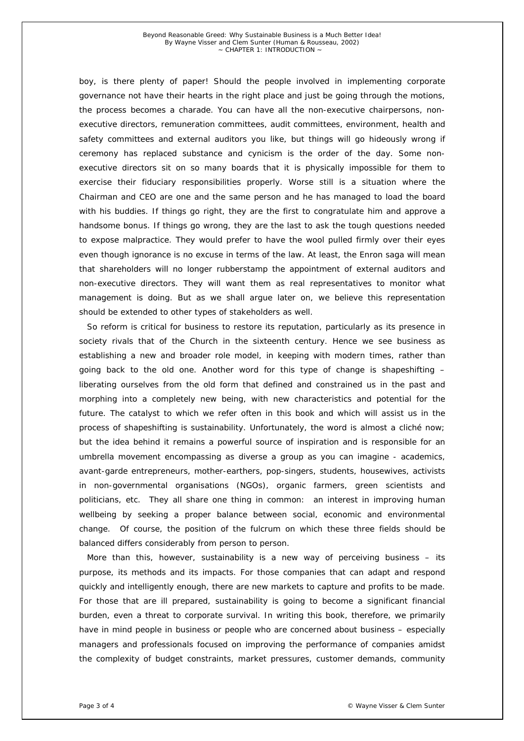boy, is there plenty of paper! Should the people involved in implementing corporate governance not have their hearts in the right place and just be going through the motions, the process becomes a charade. You can have all the non-executive chairpersons, non-executive directors, remuneration committees, audit committees, environment, health and safety committees and external auditors you like, but things will go hideously wrong if ceremony has replaced substance and cynicism is the order of the day. Some non-executive directors sit on so many boards that it is physically impossible for them to exercise their fiduciary responsibilities properly. Worse still is a situation where the Chairman and CEO are one and the same person and he has managed to load the board with his buddies. If things go right, they are the first to congratulate him and approve a handsome bonus. If things go wrong, they are the last to ask the tough questions needed to expose malpractice. They would prefer to have the wool pulled firmly over their eyes even though ignorance is no excuse in terms of the law. At least, the Enron saga will mean that shareholders will no longer rubberstamp the appointment of external auditors and non-executive directors. They will want them as real representatives to monitor what management is doing. But as we shall argue later on, we believe this representation should be extended to other types of stakeholders as well.

So reform is critical for business to restore its reputation, particularly as its presence in society rivals that of the Church in the sixteenth century. Hence we see business as establishing a new and broader role model, in keeping with modern times, rather than going back to the old one. Another word for this type of change is shapeshifting – liberating ourselves from the old form that defined and constrained us in the past and morphing into a completely new being, with new characteristics and potential for the future. The catalyst to which we refer often in this book and which will assist us in the process of shapeshifting is sustainability. Unfortunately, the word is almost a cliché now; but the idea behind it remains a powerful source of inspiration and is responsible for an umbrella movement encompassing as diverse a group as you can imagine - academics, avant-garde entrepreneurs, mother-earthers, pop-singers, students, housewives, activists in non-governmental organisations (NGOs), organic farmers, green scientists and politicians, etc. They all share one thing in common: an interest in improving human wellbeing by seeking a proper balance between social, economic and environmental change. Of course, the position of the fulcrum on which these three fields should be balanced differs considerably from person to person.

More than this, however, sustainability is a new way of perceiving business – its purpose, its methods and its impacts. For those companies that can adapt and respond quickly and intelligently enough, there are new markets to capture and profits to be made. For those that are ill prepared, sustainability is going to become a significant financial burden, even a threat to corporate survival. In writing this book, therefore, we primarily have in mind people in business or people who are concerned about business – especially managers and professionals focused on improving the performance of companies amidst the complexity of budget constraints, market pressures, customer demands, community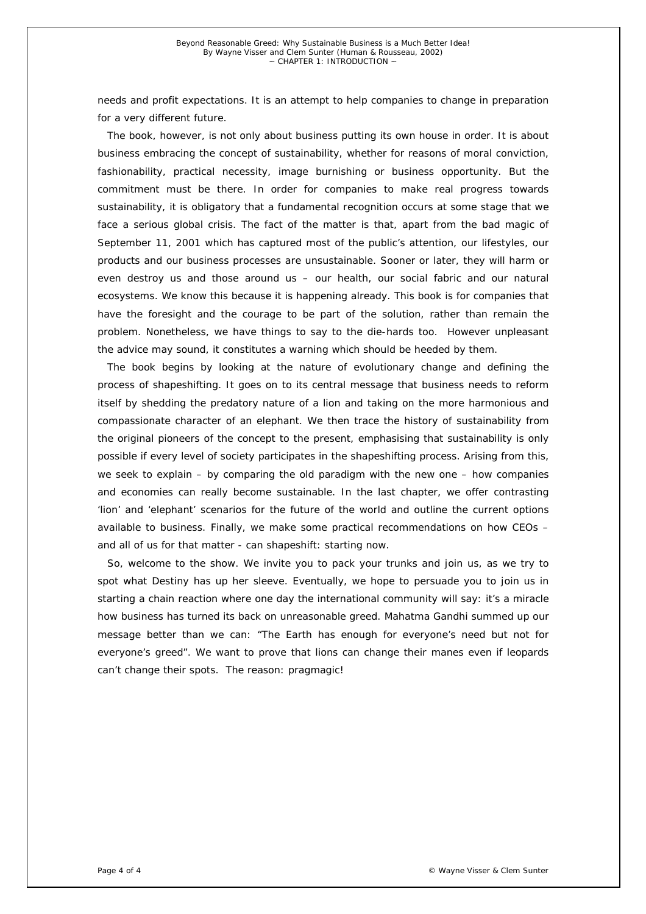needs and profit expectations. It is an attempt to help companies to change in preparation for a very different future.

The book, however, is not only about business putting its own house in order. It is about business embracing the concept of sustainability, whether for reasons of moral conviction, fashionability, practical necessity, image burnishing or business opportunity. But the commitment must be there. In order for companies to make real progress towards sustainability, it is obligatory that a fundamental recognition occurs at some stage that we face a serious global crisis. The fact of the matter is that, apart from the bad magic of September 11, 2001 which has captured most of the public's attention, our lifestyles, our products and our business processes are unsustainable. Sooner or later, they will harm or even destroy us and those around us – our health, our social fabric and our natural ecosystems. We know this because it is happening already. This book is for companies that have the foresight and the courage to be part of the solution, rather than remain the problem. Nonetheless, we have things to say to the die-hards too. However unpleasant the advice may sound, it constitutes a warning which should be heeded by them.

The book begins by looking at the nature of evolutionary change and defining the process of shapeshifting. It goes on to its central message that business needs to reform itself by shedding the predatory nature of a lion and taking on the more harmonious and compassionate character of an elephant. We then trace the history of sustainability from the original pioneers of the concept to the present, emphasising that sustainability is only possible if every level of society participates in the shapeshifting process. Arising from this, we seek to explain – by comparing the old paradigm with the new one – how companies and economies can really become sustainable. In the last chapter, we offer contrasting 'lion' and 'elephant' scenarios for the future of the world and outline the current options available to business. Finally, we make some practical recommendations on how CEOs – and all of us for that matter - can shapeshift: starting now.

So, welcome to the show. We invite you to pack your trunks and join us, as we try to spot what Destiny has up her sleeve. Eventually, we hope to persuade you to join us in starting a chain reaction where one day the international community will say: it's a miracle how business has turned its back on unreasonable greed. Mahatma Gandhi summed up our message better than we can: "The Earth has enough for everyone's need but not for everyone's greed". We want to prove that lions can change their manes even if leopards can't change their spots. The reason: pragmagic!